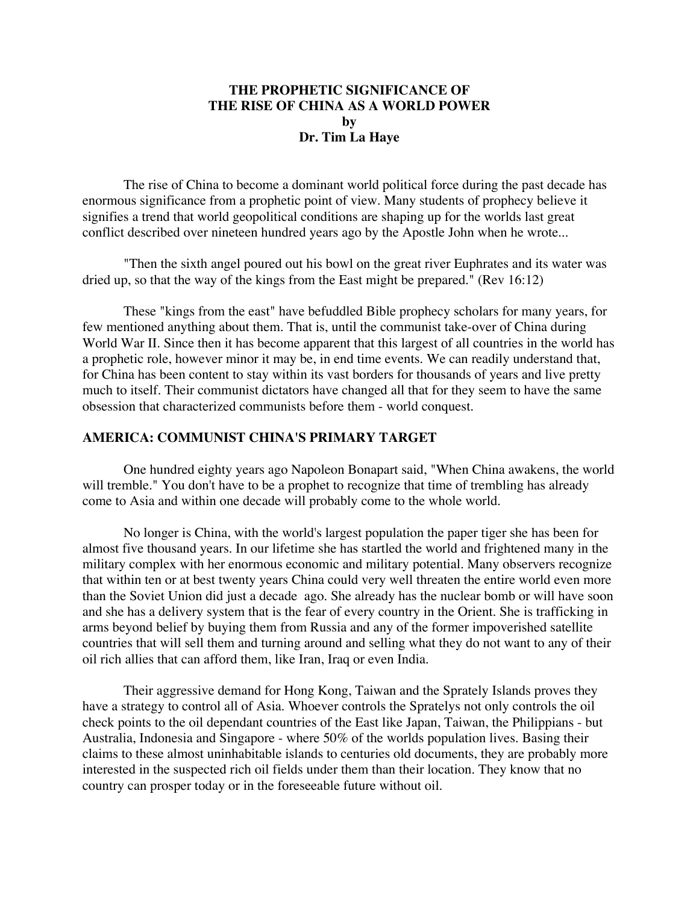# THE PROPHETIC SIGNIFICANCE OF THE RISE OF CHINA AS A WORLD POWER

**by**

**Dr. Tim La Haye**

The rise of China to become a dominant world political force during the past decade has enormous significance from a prophetic point of view. Many students of prophecy believe it signifies a trend that world geopolitical conditions are shaping up for the worlds last great conflict described over nineteen hundred years ago by the Apostle John when he wrote...

"Then the sixth angel poured out his bowl on the great river Euphrates and its water was dried up, so that the way of the kings from the East might be prepared." (Rev 16:12)

These "kings from the east" have befuddled Bible prophecy scholars for many years, for few mentioned anything about them. That is, until the communist take-over of China during World War II. Since then it has become apparent that this largest of all countries in the world has a prophetic role, however minor it may be, in end time events. We can readily understand that, for China has been content to stay within its vast borders for thousands of years and live pretty much to itself. Their communist dictators have changed all that for they seem to have the same obsession that characterized communists before them - world conquest.

## AMERICA: COMMUNIST CHINA'S PRIMARY TARGET

One hundred eighty years ago Napoleon Bonapart said, "When China awakens, the world will tremble." You don't have to be a prophet to recognize that time of trembling has already come to Asia and within one decade will probably come to the whole world.

No longer is China, with the world's largest population the paper tiger she has been for almost five thousand years. In our lifetime she has startled the world and frightened many in the military complex with her enormous economic and military potential. Many observers recognize that within ten or at best twenty years China could very well threaten the entire world even more than the Soviet Union did just a decade ago. She already has the nuclear bomb or will have soon and she has a delivery system that is the fear of every country in the Orient. She is trafficking in arms beyond belief by buying them from Russia and any of the former impoverished satellite countries that will sell them and turning around and selling what they do not want to any of their oil rich allies that can afford them, like Iran, Iraq or even India.

Their aggressive demand for Hong Kong, Taiwan and the Sprately Islands proves they have a strategy to control all of Asia. Whoever controls the Spratelys not only controls the oil check points to the oil dependant countries of the East like Japan, Taiwan, the Philippians - but Australia, Indonesia and Singapore - where 50% of the worlds population lives. Basing their claims to these almost uninhabitable islands to centuries old documents, they are probably more interested in the suspected rich oil fields under them than their location. They know that no country can prosper today or in the foreseeable future without oil.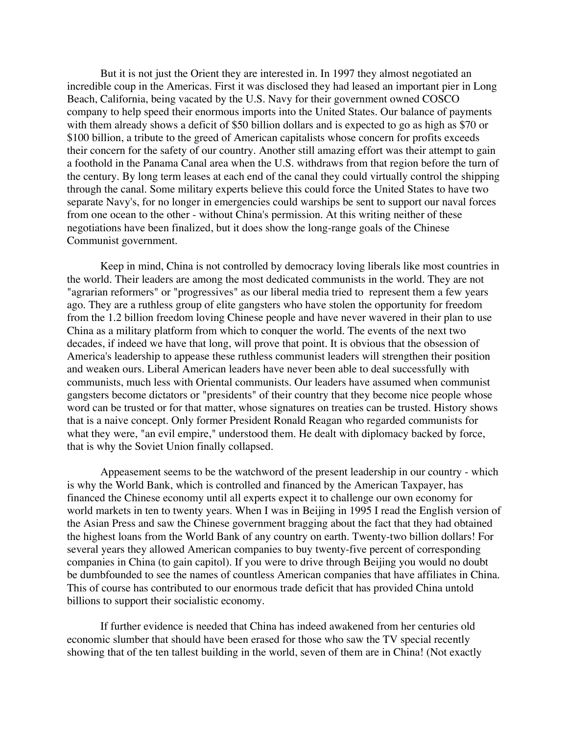But it is not just the Orient they are interested in. In 1997 they almost negotiated an incredible coup in the Americas. First it was disclosed they had leased an important pier in Long Beach, California, being vacated by the U.S. Navy for their government owned COSCO company to help speed their enormous imports into the United States. Our balance of payments with them already shows a deficit of $50 billion dollars and is expected to go as high as $70 or $100 billion, a tribute to the greed of American capitalists whose concern for profits exceeds their concern for the safety of our country. Another still amazing effort was their attempt to gain a foothold in the Panama Canal area when the U.S. withdraws from that region before the turn of the century. By long term leases at each end of the canal they could virtually control the shipping through the canal. Some military experts believe this could force the United States to have two separate Navy's, for no longer in emergencies could warships be sent to support our naval forces from one ocean to the other - without China's permission. At this writing neither of these negotiations have been finalized, but it does show the long-range goals of the Chinese Communist government.

Keep in mind, China is not controlled by democracy loving liberals like most countries in the world. Their leaders are among the most dedicated communists in the world. They are not "agrarian reformers" or "progressives" as our liberal media tried to represent them a few years ago. They are a ruthless group of elite gangsters who have stolen the opportunity for freedom from the 1.2 billion freedom loving Chinese people and have never wavered in their plan to use China as a military platform from which to conquer the world. The events of the next two decades, if indeed we have that long, will prove that point. It is obvious that the obsession of America's leadership to appease these ruthless communist leaders will strengthen their position and weaken ours. Liberal American leaders have never been able to deal successfully with communists, much less with Oriental communists. Our leaders have assumed when communist gangsters become dictators or "presidents" of their country that they become nice people whose word can be trusted or for that matter, whose signatures on treaties can be trusted. History shows that is a naive concept. Only former President Ronald Reagan who regarded communists for what they were, "an evil empire," understood them. He dealt with diplomacy backed by force, that is why the Soviet Union finally collapsed.

Appeasement seems to be the watchword of the present leadership in our country - which is why the World Bank, which is controlled and financed by the American Taxpayer, has financed the Chinese economy until all experts expect it to challenge our own economy for world markets in ten to twenty years. When I was in Beijing in 1995 I read the English version of the Asian Press and saw the Chinese government bragging about the fact that they had obtained the highest loans from the World Bank of any country on earth. Twenty-two billion dollars! For several years they allowed American companies to buy twenty-five percent of corresponding companies in China (to gain capitol). If you were to drive through Beijing you would no doubt be dumbfounded to see the names of countless American companies that have affiliates in China. This of course has contributed to our enormous trade deficit that has provided China untold billions to support their socialistic economy.

If further evidence is needed that China has indeed awakened from her centuries old economic slumber that should have been erased for those who saw the TV special recently showing that of the ten tallest building in the world, seven of them are in China! (Not exactly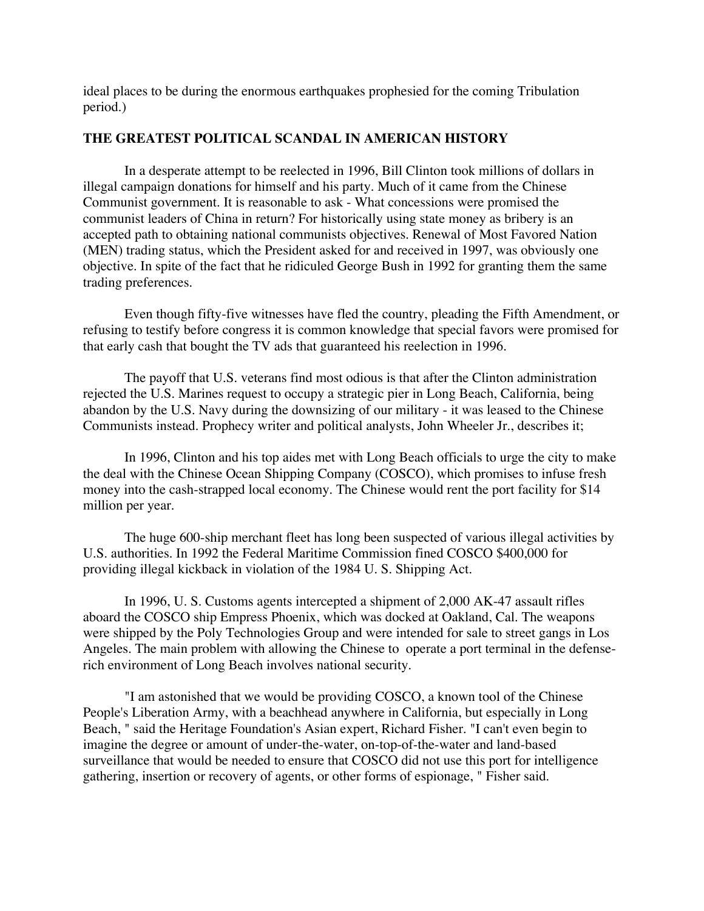ideal places to be during the enormous earthquakes prophesied for the coming Tribulation period.)

**THE GREATEST POLITICAL SCANDAL IN AMERICAN HISTORY**

In a desperate attempt to be reelected in 1996, Bill Clinton took millions of dollars in illegal campaign donations for himself and his party. Much of it came from the Chinese Communist government. It is reasonable to ask - What concessions were promised the communist leaders of China in return? For historically using state money as bribery is an accepted path to obtaining national communists objectives. Renewal of Most Favored Nation (MEN) trading status, which the President asked for and received in 1997, was obviously one objective. In spite of the fact that he ridiculed George Bush in 1992 for granting them the same trading preferences.

Even though fifty-five witnesses have fled the country, pleading the Fifth Amendment, or refusing to testify before congress it is common knowledge that special favors were promised for that early cash that bought the TV ads that guaranteed his reelection in 1996.

The payoff that U.S. veterans find most odious is that after the Clinton administration rejected the U.S. Marines request to occupy a strategic pier in Long Beach, California, being abandon by the U.S. Navy during the downsizing of our military - it was leased to the Chinese Communists instead. Prophecy writer and political analysts, John Wheeler Jr., describes it;

In 1996, Clinton and his top aides met with Long Beach officials to urge the city to make the deal with the Chinese Ocean Shipping Company (COSCO), which promises to infuse fresh money into the cash-strapped local economy. The Chinese would rent the port facility for $14 million per year.

The huge 600-ship merchant fleet has long been suspected of various illegal activities by U.S. authorities. In 1992 the Federal Maritime Commission fined COSCO $400,000 for providing illegal kickback in violation of the 1984 U. S. Shipping Act.

In 1996, U. S. Customs agents intercepted a shipment of 2,000 AK-47 assault rifles aboard the COSCO ship Empress Phoenix, which was docked at Oakland, Cal. The weapons were shipped by the Poly Technologies Group and were intended for sale to street gangs in Los Angeles. The main problem with allowing the Chinese to operate a port terminal in the defense-rich environment of Long Beach involves national security.

"I am astonished that we would be providing COSCO, a known tool of the Chinese People's Liberation Army, with a beachhead anywhere in California, but especially in Long Beach, " said the Heritage Foundation's Asian expert, Richard Fisher. "I can't even begin to imagine the degree or amount of under-the-water, on-top-of-the-water and land-based surveillance that would be needed to ensure that COSCO did not use this port for intelligence gathering, insertion or recovery of agents, or other forms of espionage, " Fisher said.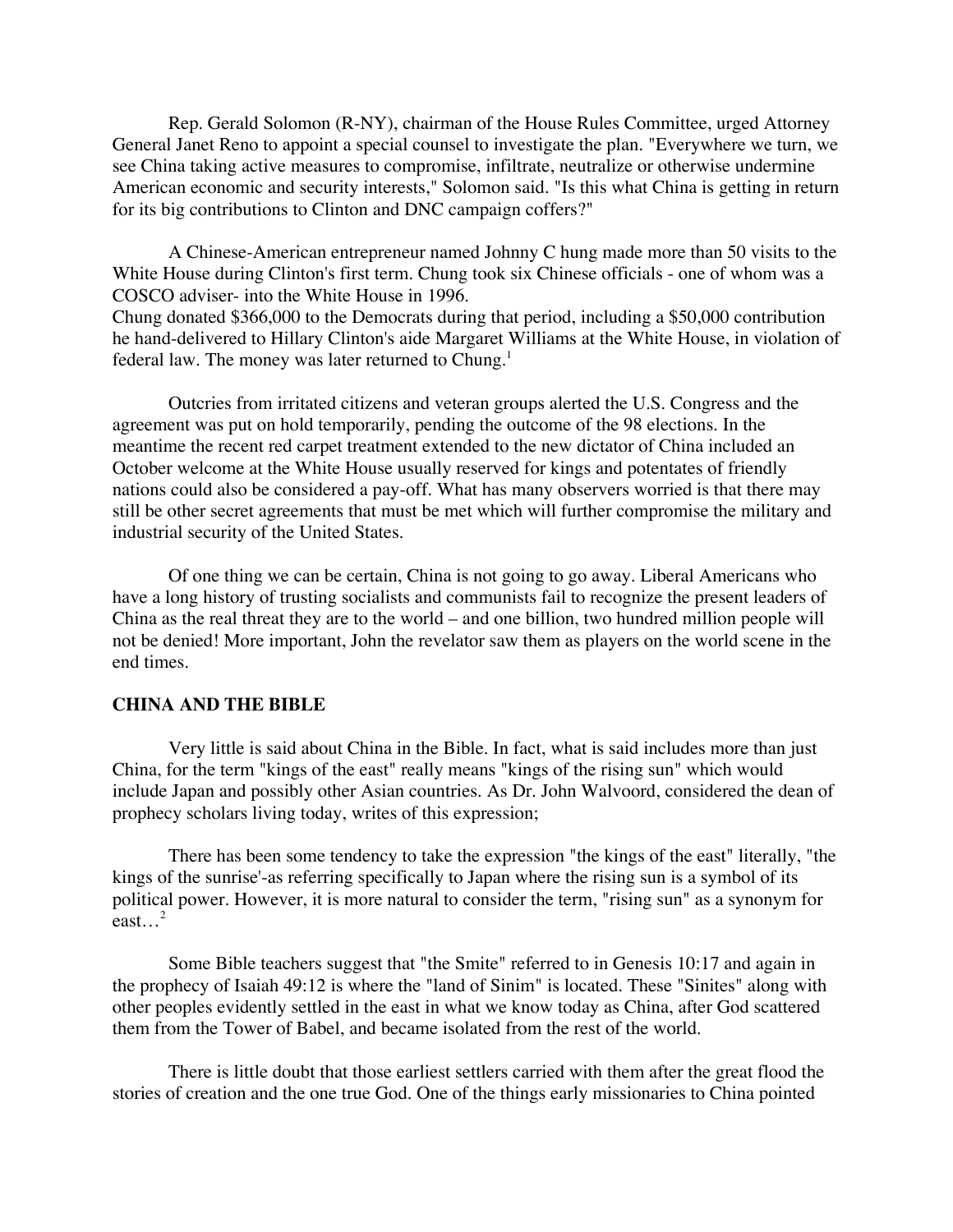Rep. Gerald Solomon (R-NY), chairman of the House Rules Committee, urged Attorney General Janet Reno to appoint a special counsel to investigate the plan. "Everywhere we turn, we see China taking active measures to compromise, infiltrate, neutralize or otherwise undermine American economic and security interests," Solomon said. "Is this what China is getting in return for its big contributions to Clinton and DNC campaign coffers?"

A Chinese-American entrepreneur named Johnny C hung made more than 50 visits to the White House during Clinton's first term. Chung took six Chinese officials - one of whom was a COSCO adviser- into the White House in 1996.
Chung donated $366,000 to the Democrats during that period, including a $50,000 contribution he hand-delivered to Hillary Clinton's aide Margaret Williams at the White House, in violation of federal law. The money was later returned to Chung.[1]

Outcries from irritated citizens and veteran groups alerted the U.S. Congress and the agreement was put on hold temporarily, pending the outcome of the 98 elections. In the meantime the recent red carpet treatment extended to the new dictator of China included an October welcome at the White House usually reserved for kings and potentates of friendly nations could also be considered a pay-off. What has many observers worried is that there may still be other secret agreements that must be met which will further compromise the military and industrial security of the United States.

Of one thing we can be certain, China is not going to go away. Liberal Americans who have a long history of trusting socialists and communists fail to recognize the present leaders of China as the real threat they are to the world – and one billion, two hundred million people will not be denied! More important, John the revelator saw them as players on the world scene in the end times.

**CHINA AND THE BIBLE**

Very little is said about China in the Bible. In fact, what is said includes more than just China, for the term "kings of the east" really means "kings of the rising sun" which would include Japan and possibly other Asian countries. As Dr. John Walvoord, considered the dean of prophecy scholars living today, writes of this expression;

There has been some tendency to take the expression "the kings of the east" literally, "the kings of the sunrise'-as referring specifically to Japan where the rising sun is a symbol of its political power. However, it is more natural to consider the term, "rising sun" as a synonym for east…[2]

Some Bible teachers suggest that "the Smite" referred to in Genesis 10:17 and again in the prophecy of Isaiah 49:12 is where the "land of Sinim" is located. These "Sinites" along with other peoples evidently settled in the east in what we know today as China, after God scattered them from the Tower of Babel, and became isolated from the rest of the world.

There is little doubt that those earliest settlers carried with them after the great flood the stories of creation and the one true God. One of the things early missionaries to China pointed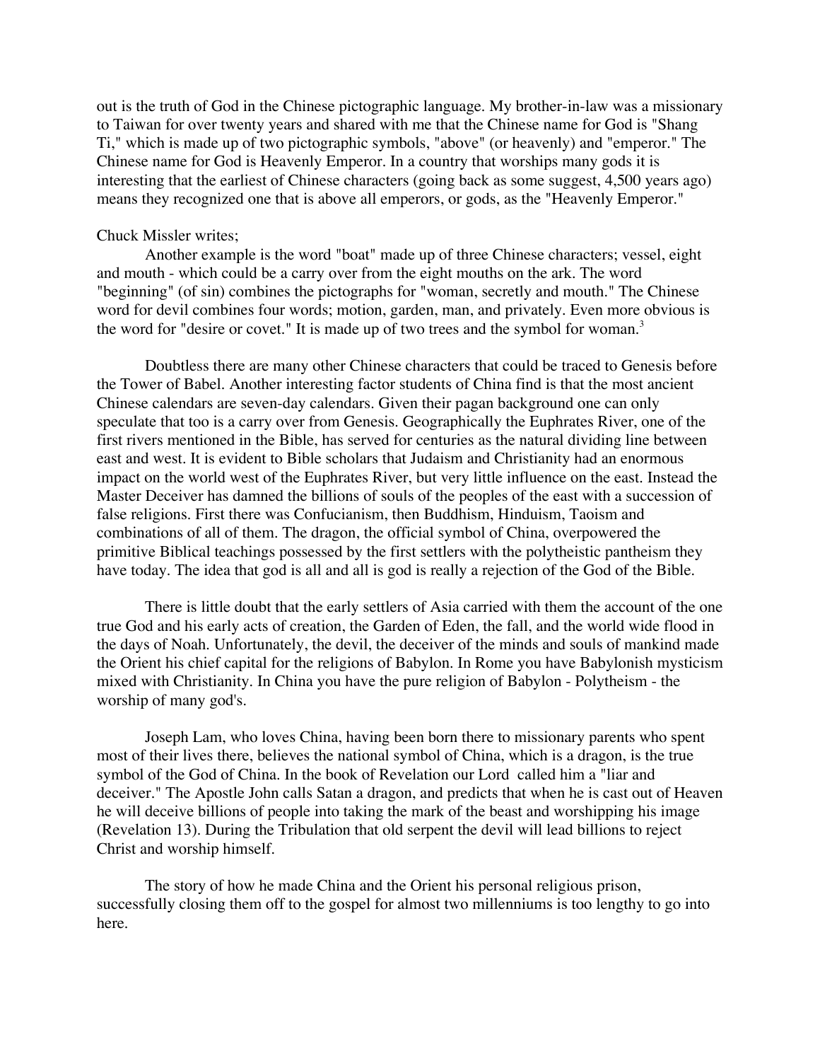out is the truth of God in the Chinese pictographic language. My brother-in-law was a missionary to Taiwan for over twenty years and shared with me that the Chinese name for God is "Shang Ti," which is made up of two pictographic symbols, "above" (or heavenly) and "emperor." The Chinese name for God is Heavenly Emperor. In a country that worships many gods it is interesting that the earliest of Chinese characters (going back as some suggest, 4,500 years ago) means they recognized one that is above all emperors, or gods, as the "Heavenly Emperor."

Chuck Missler writes;

> Another example is the word "boat" made up of three Chinese characters; vessel, eight and mouth - which could be a carry over from the eight mouths on the ark. The word "beginning" (of sin) combines the pictographs for "woman, secretly and mouth." The Chinese word for devil combines four words; motion, garden, man, and privately. Even more obvious is the word for "desire or covet." It is made up of two trees and the symbol for woman.[3]

Doubtless there are many other Chinese characters that could be traced to Genesis before the Tower of Babel. Another interesting factor students of China find is that the most ancient Chinese calendars are seven-day calendars. Given their pagan background one can only speculate that too is a carry over from Genesis. Geographically the Euphrates River, one of the first rivers mentioned in the Bible, has served for centuries as the natural dividing line between east and west. It is evident to Bible scholars that Judaism and Christianity had an enormous impact on the world west of the Euphrates River, but very little influence on the east. Instead the Master Deceiver has damned the billions of souls of the peoples of the east with a succession of false religions. First there was Confucianism, then Buddhism, Hinduism, Taoism and combinations of all of them. The dragon, the official symbol of China, overpowered the primitive Biblical teachings possessed by the first settlers with the polytheistic pantheism they have today. The idea that god is all and all is god is really a rejection of the God of the Bible.

There is little doubt that the early settlers of Asia carried with them the account of the one true God and his early acts of creation, the Garden of Eden, the fall, and the world wide flood in the days of Noah. Unfortunately, the devil, the deceiver of the minds and souls of mankind made the Orient his chief capital for the religions of Babylon. In Rome you have Babylonish mysticism mixed with Christianity. In China you have the pure religion of Babylon - Polytheism - the worship of many god's.

Joseph Lam, who loves China, having been born there to missionary parents who spent most of their lives there, believes the national symbol of China, which is a dragon, is the true symbol of the God of China. In the book of Revelation our Lord called him a "liar and deceiver." The Apostle John calls Satan a dragon, and predicts that when he is cast out of Heaven he will deceive billions of people into taking the mark of the beast and worshipping his image (Revelation 13). During the Tribulation that old serpent the devil will lead billions to reject Christ and worship himself.

The story of how he made China and the Orient his personal religious prison, successfully closing them off to the gospel for almost two millenniums is too lengthy to go into here.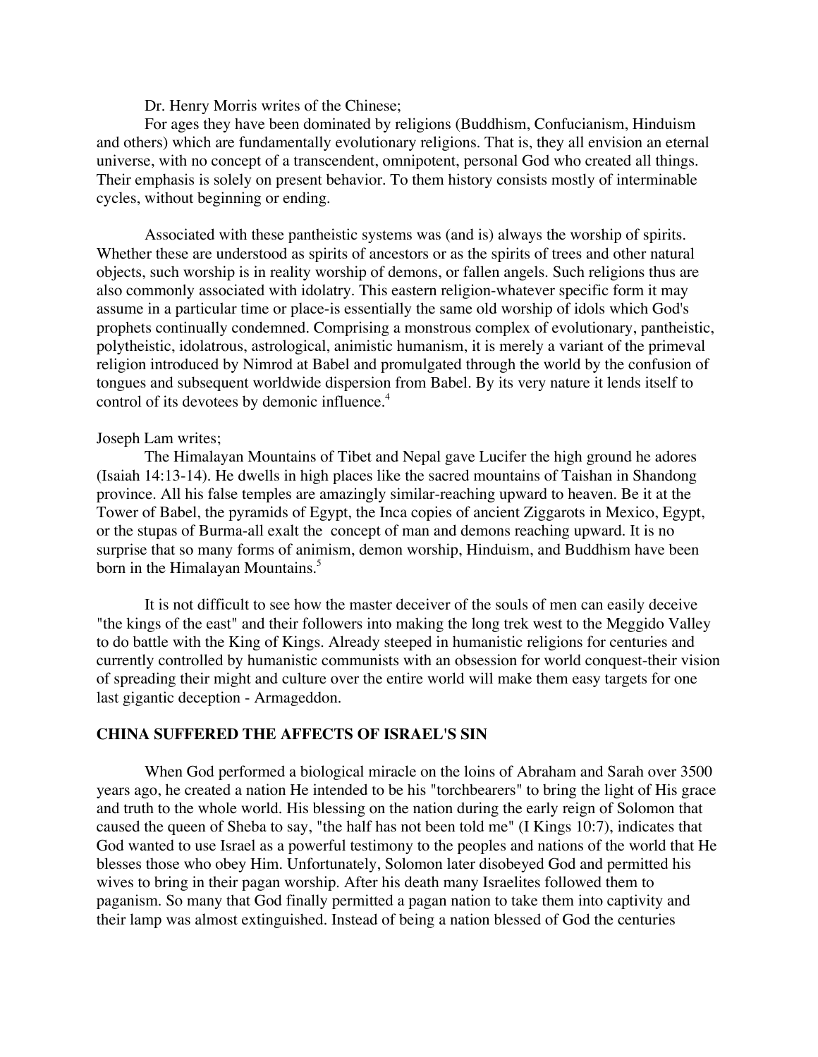Dr. Henry Morris writes of the Chinese;

For ages they have been dominated by religions (Buddhism, Confucianism, Hinduism and others) which are fundamentally evolutionary religions. That is, they all envision an eternal universe, with no concept of a transcendent, omnipotent, personal God who created all things. Their emphasis is solely on present behavior. To them history consists mostly of interminable cycles, without beginning or ending.

Associated with these pantheistic systems was (and is) always the worship of spirits. Whether these are understood as spirits of ancestors or as the spirits of trees and other natural objects, such worship is in reality worship of demons, or fallen angels. Such religions thus are also commonly associated with idolatry. This eastern religion-whatever specific form it may assume in a particular time or place-is essentially the same old worship of idols which God's prophets continually condemned. Comprising a monstrous complex of evolutionary, pantheistic, polytheistic, idolatrous, astrological, animistic humanism, it is merely a variant of the primeval religion introduced by Nimrod at Babel and promulgated through the world by the confusion of tongues and subsequent worldwide dispersion from Babel. By its very nature it lends itself to control of its devotees by demonic influence.[4]

Joseph Lam writes;

The Himalayan Mountains of Tibet and Nepal gave Lucifer the high ground he adores (Isaiah 14:13-14). He dwells in high places like the sacred mountains of Taishan in Shandong province. All his false temples are amazingly similar-reaching upward to heaven. Be it at the Tower of Babel, the pyramids of Egypt, the Inca copies of ancient Ziggarots in Mexico, Egypt, or the stupas of Burma-all exalt the concept of man and demons reaching upward. It is no surprise that so many forms of animism, demon worship, Hinduism, and Buddhism have been born in the Himalayan Mountains.[5]

It is not difficult to see how the master deceiver of the souls of men can easily deceive "the kings of the east" and their followers into making the long trek west to the Meggido Valley to do battle with the King of Kings. Already steeped in humanistic religions for centuries and currently controlled by humanistic communists with an obsession for world conquest-their vision of spreading their might and culture over the entire world will make them easy targets for one last gigantic deception - Armageddon.

**CHINA SUFFERED THE AFFECTS OF ISRAEL'S SIN**

When God performed a biological miracle on the loins of Abraham and Sarah over 3500 years ago, he created a nation He intended to be his "torchbearers" to bring the light of His grace and truth to the whole world. His blessing on the nation during the early reign of Solomon that caused the queen of Sheba to say, "the half has not been told me" (I Kings 10:7), indicates that God wanted to use Israel as a powerful testimony to the peoples and nations of the world that He blesses those who obey Him. Unfortunately, Solomon later disobeyed God and permitted his wives to bring in their pagan worship. After his death many Israelites followed them to paganism. So many that God finally permitted a pagan nation to take them into captivity and their lamp was almost extinguished. Instead of being a nation blessed of God the centuries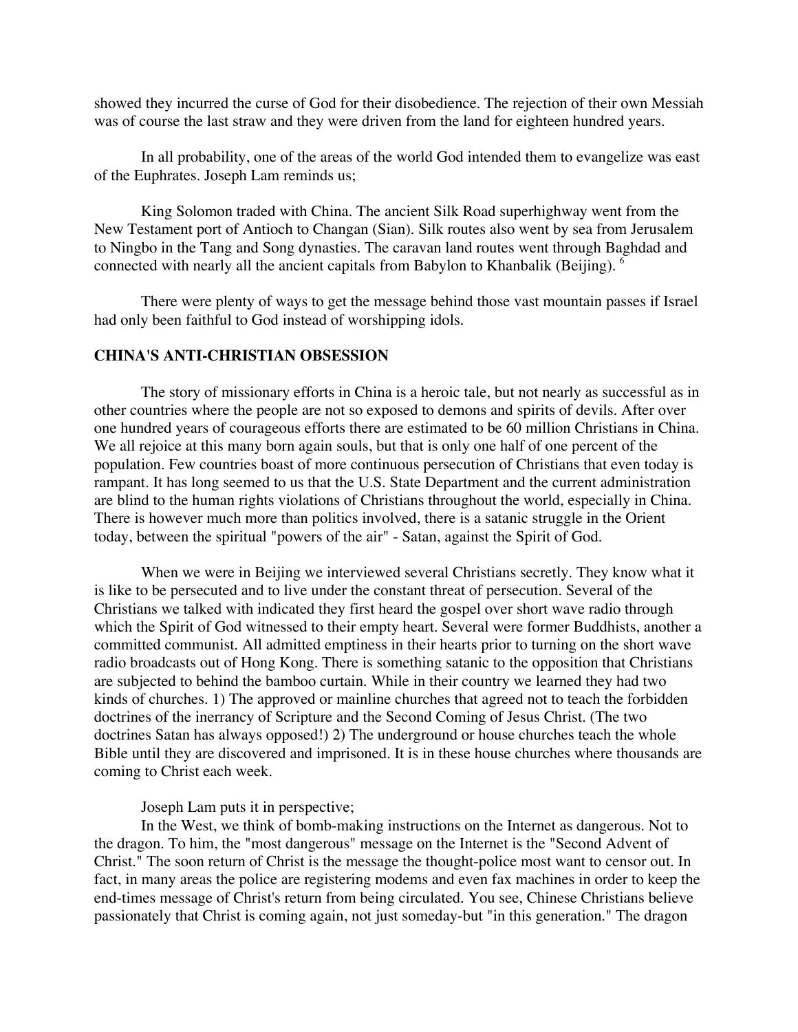showed they incurred the curse of God for their disobedience. The rejection of their own Messiah was of course the last straw and they were driven from the land for eighteen hundred years.

In all probability, one of the areas of the world God intended them to evangelize was east of the Euphrates. Joseph Lam reminds us;

King Solomon traded with China. The ancient Silk Road superhighway went from the New Testament port of Antioch to Changan (Sian). Silk routes also went by sea from Jerusalem to Ningbo in the Tang and Song dynasties. The caravan land routes went through Baghdad and connected with nearly all the ancient capitals from Babylon to Khanbalik (Beijing). [6]

There were plenty of ways to get the message behind those vast mountain passes if Israel had only been faithful to God instead of worshipping idols.

## CHINA'S ANTI-CHRISTIAN OBSESSION

The story of missionary efforts in China is a heroic tale, but not nearly as successful as in other countries where the people are not so exposed to demons and spirits of devils. After over one hundred years of courageous efforts there are estimated to be 60 million Christians in China. We all rejoice at this many born again souls, but that is only one half of one percent of the population. Few countries boast of more continuous persecution of Christians that even today is rampant. It has long seemed to us that the U.S. State Department and the current administration are blind to the human rights violations of Christians throughout the world, especially in China. There is however much more than politics involved, there is a satanic struggle in the Orient today, between the spiritual "powers of the air" - Satan, against the Spirit of God.

When we were in Beijing we interviewed several Christians secretly. They know what it is like to be persecuted and to live under the constant threat of persecution. Several of the Christians we talked with indicated they first heard the gospel over short wave radio through which the Spirit of God witnessed to their empty heart. Several were former Buddhists, another a committed communist. All admitted emptiness in their hearts prior to turning on the short wave radio broadcasts out of Hong Kong. There is something satanic to the opposition that Christians are subjected to behind the bamboo curtain. While in their country we learned they had two kinds of churches. 1) The approved or mainline churches that agreed not to teach the forbidden doctrines of the inerrancy of Scripture and the Second Coming of Jesus Christ. (The two doctrines Satan has always opposed!) 2) The underground or house churches teach the whole Bible until they are discovered and imprisoned. It is in these house churches where thousands are coming to Christ each week.

Joseph Lam puts it in perspective;

In the West, we think of bomb-making instructions on the Internet as dangerous. Not to the dragon. To him, the "most dangerous" message on the Internet is the "Second Advent of Christ." The soon return of Christ is the message the thought-police most want to censor out. In fact, in many areas the police are registering modems and even fax machines in order to keep the end-times message of Christ's return from being circulated. You see, Chinese Christians believe passionately that Christ is coming again, not just someday-but "in this generation." The dragon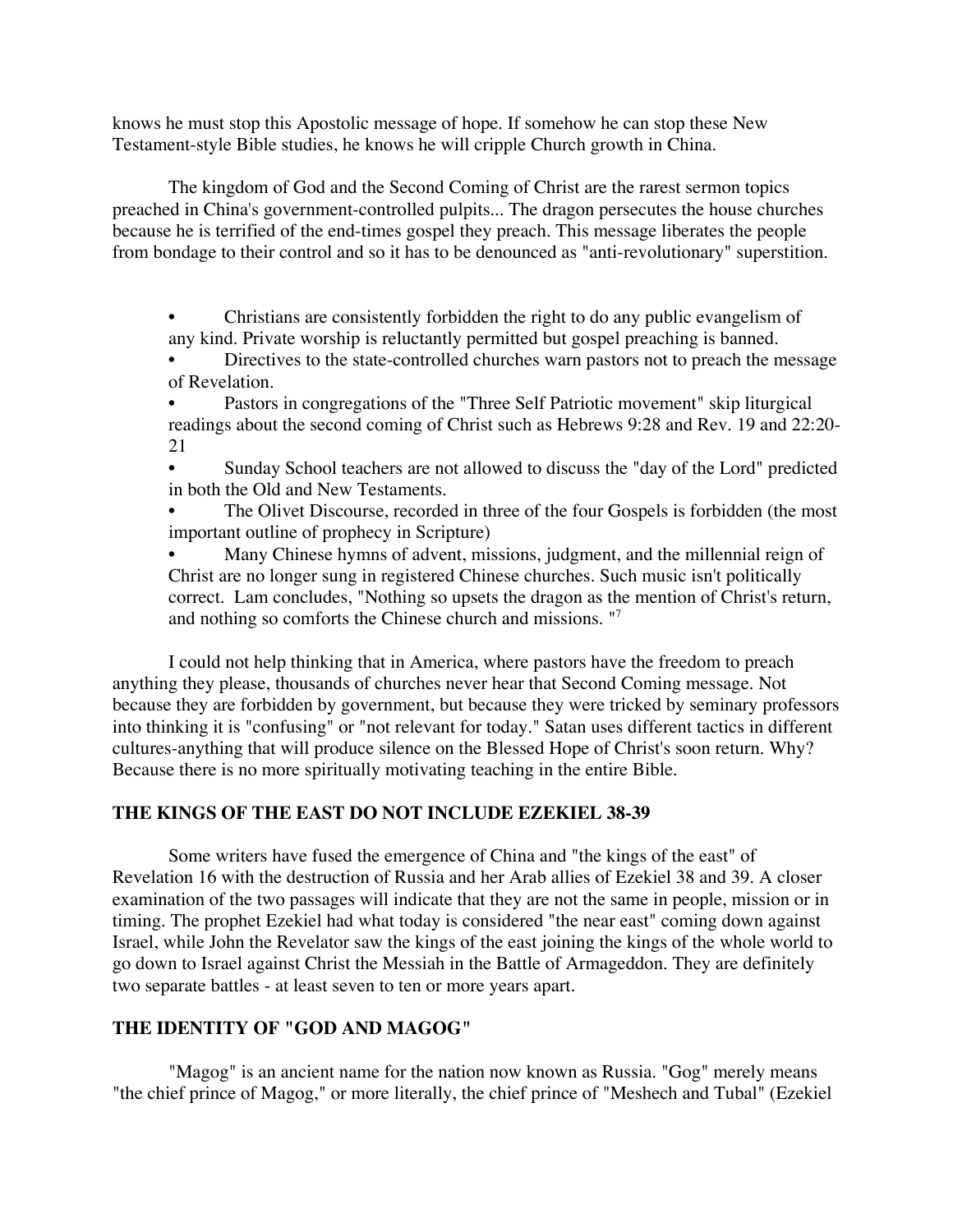knows he must stop this Apostolic message of hope. If somehow he can stop these New Testament-style Bible studies, he knows he will cripple Church growth in China.

The kingdom of God and the Second Coming of Christ are the rarest sermon topics preached in China's government-controlled pulpits... The dragon persecutes the house churches because he is terrified of the end-times gospel they preach. This message liberates the people from bondage to their control and so it has to be denounced as "anti-revolutionary" superstition.

- Christians are consistently forbidden the right to do any public evangelism of any kind. Private worship is reluctantly permitted but gospel preaching is banned.
- Directives to the state-controlled churches warn pastors not to preach the message of Revelation.
- Pastors in congregations of the "Three Self Patriotic movement" skip liturgical readings about the second coming of Christ such as Hebrews 9:28 and Rev. 19 and 22:20-21
- Sunday School teachers are not allowed to discuss the "day of the Lord" predicted in both the Old and New Testaments.
- The Olivet Discourse, recorded in three of the four Gospels is forbidden (the most important outline of prophecy in Scripture)
- Many Chinese hymns of advent, missions, judgment, and the millennial reign of Christ are no longer sung in registered Chinese churches. Such music isn't politically correct. Lam concludes, "Nothing so upsets the dragon as the mention of Christ's return, and nothing so comforts the Chinese church and missions. "[7]

I could not help thinking that in America, where pastors have the freedom to preach anything they please, thousands of churches never hear that Second Coming message. Not because they are forbidden by government, but because they were tricked by seminary professors into thinking it is "confusing" or "not relevant for today." Satan uses different tactics in different cultures-anything that will produce silence on the Blessed Hope of Christ's soon return. Why? Because there is no more spiritually motivating teaching in the entire Bible.

## THE KINGS OF THE EAST DO NOT INCLUDE EZEKIEL 38-39

Some writers have fused the emergence of China and "the kings of the east" of Revelation 16 with the destruction of Russia and her Arab allies of Ezekiel 38 and 39. A closer examination of the two passages will indicate that they are not the same in people, mission or in timing. The prophet Ezekiel had what today is considered "the near east" coming down against Israel, while John the Revelator saw the kings of the east joining the kings of the whole world to go down to Israel against Christ the Messiah in the Battle of Armageddon. They are definitely two separate battles - at least seven to ten or more years apart.

## THE IDENTITY OF "GOD AND MAGOG"

"Magog" is an ancient name for the nation now known as Russia. "Gog" merely means "the chief prince of Magog," or more literally, the chief prince of "Meshech and Tubal" (Ezekiel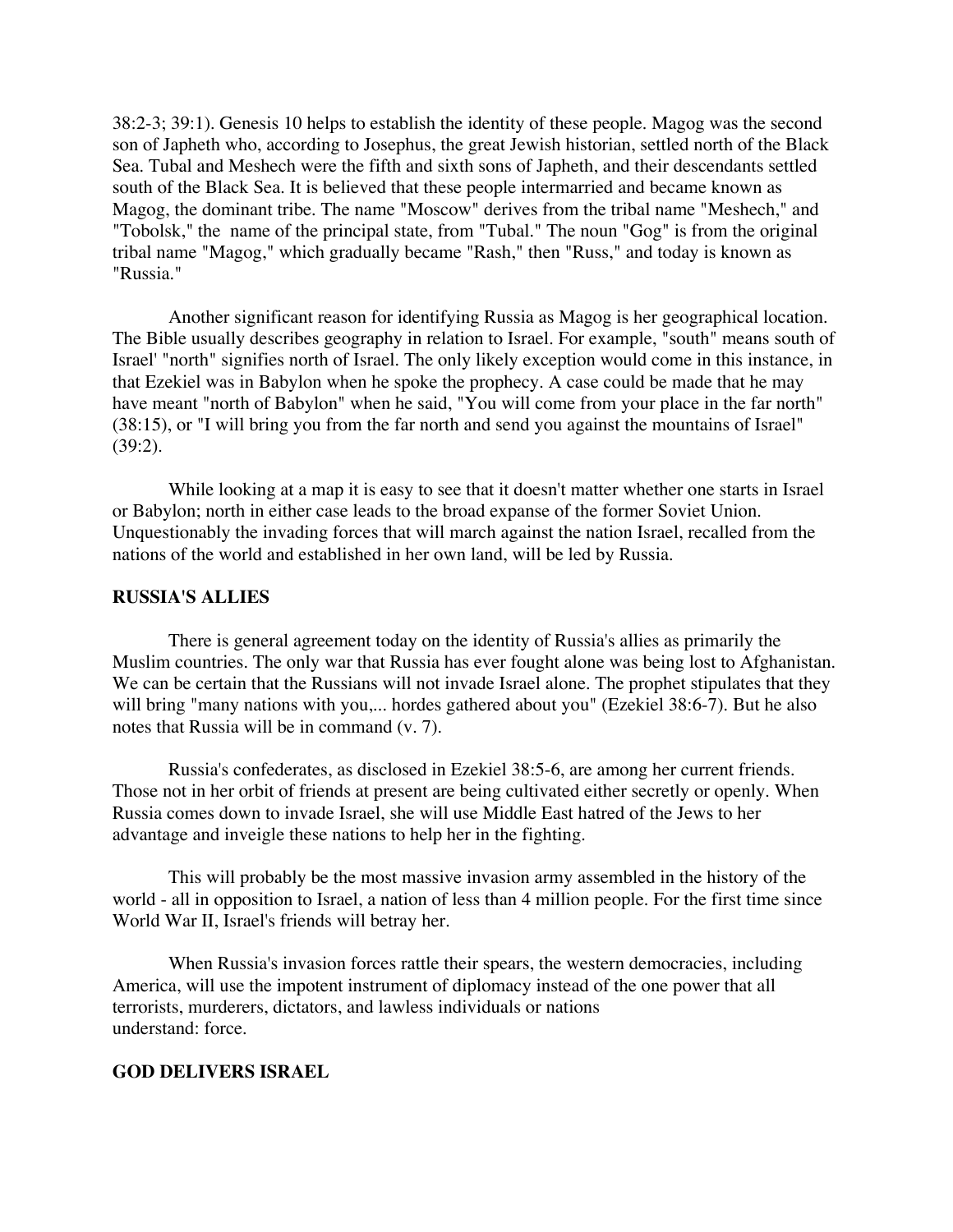38:2-3; 39:1). Genesis 10 helps to establish the identity of these people. Magog was the second son of Japheth who, according to Josephus, the great Jewish historian, settled north of the Black Sea. Tubal and Meshech were the fifth and sixth sons of Japheth, and their descendants settled south of the Black Sea. It is believed that these people intermarried and became known as Magog, the dominant tribe. The name "Moscow" derives from the tribal name "Meshech," and "Tobolsk," the name of the principal state, from "Tubal." The noun "Gog" is from the original tribal name "Magog," which gradually became "Rash," then "Russ," and today is known as "Russia."

Another significant reason for identifying Russia as Magog is her geographical location. The Bible usually describes geography in relation to Israel. For example, "south" means south of Israel' "north" signifies north of Israel. The only likely exception would come in this instance, in that Ezekiel was in Babylon when he spoke the prophecy. A case could be made that he may have meant "north of Babylon" when he said, "You will come from your place in the far north" (38:15), or "I will bring you from the far north and send you against the mountains of Israel" (39:2).

While looking at a map it is easy to see that it doesn't matter whether one starts in Israel or Babylon; north in either case leads to the broad expanse of the former Soviet Union. Unquestionably the invading forces that will march against the nation Israel, recalled from the nations of the world and established in her own land, will be led by Russia.

## RUSSIA'S ALLIES

There is general agreement today on the identity of Russia's allies as primarily the Muslim countries. The only war that Russia has ever fought alone was being lost to Afghanistan. We can be certain that the Russians will not invade Israel alone. The prophet stipulates that they will bring "many nations with you,... hordes gathered about you" (Ezekiel 38:6-7). But he also notes that Russia will be in command (v. 7).

Russia's confederates, as disclosed in Ezekiel 38:5-6, are among her current friends. Those not in her orbit of friends at present are being cultivated either secretly or openly. When Russia comes down to invade Israel, she will use Middle East hatred of the Jews to her advantage and inveigle these nations to help her in the fighting.

This will probably be the most massive invasion army assembled in the history of the world - all in opposition to Israel, a nation of less than 4 million people. For the first time since World War II, Israel's friends will betray her.

When Russia's invasion forces rattle their spears, the western democracies, including America, will use the impotent instrument of diplomacy instead of the one power that all terrorists, murderers, dictators, and lawless individuals or nations understand: force.

## GOD DELIVERS ISRAEL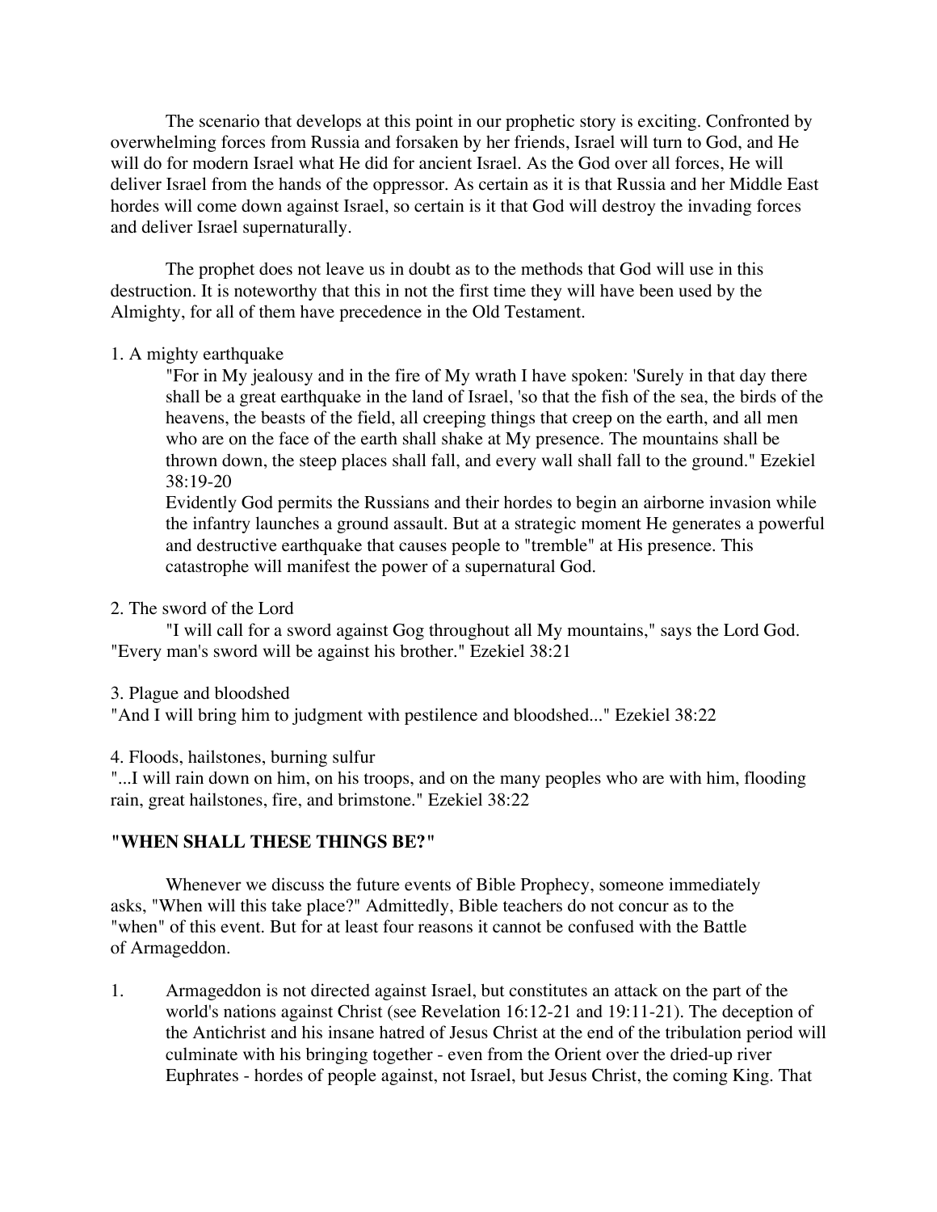The scenario that develops at this point in our prophetic story is exciting. Confronted by overwhelming forces from Russia and forsaken by her friends, Israel will turn to God, and He will do for modern Israel what He did for ancient Israel. As the God over all forces, He will deliver Israel from the hands of the oppressor. As certain as it is that Russia and her Middle East hordes will come down against Israel, so certain is it that God will destroy the invading forces and deliver Israel supernaturally.

The prophet does not leave us in doubt as to the methods that God will use in this destruction. It is noteworthy that this in not the first time they will have been used by the Almighty, for all of them have precedence in the Old Testament.

1. A mighty earthquake

> "For in My jealousy and in the fire of My wrath I have spoken: 'Surely in that day there shall be a great earthquake in the land of Israel, 'so that the fish of the sea, the birds of the heavens, the beasts of the field, all creeping things that creep on the earth, and all men who are on the face of the earth shall shake at My presence. The mountains shall be thrown down, the steep places shall fall, and every wall shall fall to the ground." Ezekiel 38:19-20
>
> Evidently God permits the Russians and their hordes to begin an airborne invasion while the infantry launches a ground assault. But at a strategic moment He generates a powerful and destructive earthquake that causes people to "tremble" at His presence. This catastrophe will manifest the power of a supernatural God.

2. The sword of the Lord

"I will call for a sword against Gog throughout all My mountains," says the Lord God. "Every man's sword will be against his brother." Ezekiel 38:21

3. Plague and bloodshed

"And I will bring him to judgment with pestilence and bloodshed..." Ezekiel 38:22

4. Floods, hailstones, burning sulfur

"...I will rain down on him, on his troops, and on the many peoples who are with him, flooding rain, great hailstones, fire, and brimstone." Ezekiel 38:22

## "WHEN SHALL THESE THINGS BE?"

Whenever we discuss the future events of Bible Prophecy, someone immediately asks, "When will this take place?" Admittedly, Bible teachers do not concur as to the "when" of this event. But for at least four reasons it cannot be confused with the Battle of Armageddon.

1. Armageddon is not directed against Israel, but constitutes an attack on the part of the world's nations against Christ (see Revelation 16:12-21 and 19:11-21). The deception of the Antichrist and his insane hatred of Jesus Christ at the end of the tribulation period will culminate with his bringing together - even from the Orient over the dried-up river Euphrates - hordes of people against, not Israel, but Jesus Christ, the coming King. That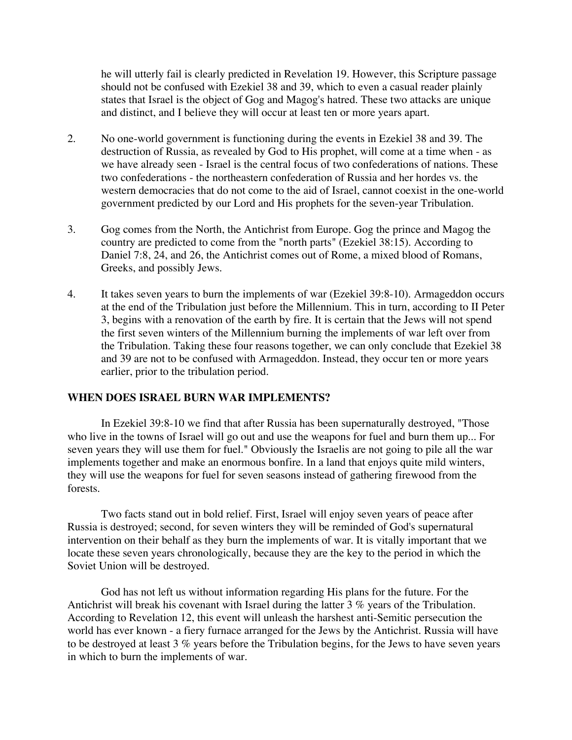he will utterly fail is clearly predicted in Revelation 19. However, this Scripture passage should not be confused with Ezekiel 38 and 39, which to even a casual reader plainly states that Israel is the object of Gog and Magog's hatred. These two attacks are unique and distinct, and I believe they will occur at least ten or more years apart.

2. No one-world government is functioning during the events in Ezekiel 38 and 39. The destruction of Russia, as revealed by God to His prophet, will come at a time when - as we have already seen - Israel is the central focus of two confederations of nations. These two confederations - the northeastern confederation of Russia and her hordes vs. the western democracies that do not come to the aid of Israel, cannot coexist in the one-world government predicted by our Lord and His prophets for the seven-year Tribulation.

3. Gog comes from the North, the Antichrist from Europe. Gog the prince and Magog the country are predicted to come from the "north parts" (Ezekiel 38:15). According to Daniel 7:8, 24, and 26, the Antichrist comes out of Rome, a mixed blood of Romans, Greeks, and possibly Jews.

4. It takes seven years to burn the implements of war (Ezekiel 39:8-10). Armageddon occurs at the end of the Tribulation just before the Millennium. This in turn, according to II Peter 3, begins with a renovation of the earth by fire. It is certain that the Jews will not spend the first seven winters of the Millennium burning the implements of war left over from the Tribulation. Taking these four reasons together, we can only conclude that Ezekiel 38 and 39 are not to be confused with Armageddon. Instead, they occur ten or more years earlier, prior to the tribulation period.

**WHEN DOES ISRAEL BURN WAR IMPLEMENTS?**

In Ezekiel 39:8-10 we find that after Russia has been supernaturally destroyed, "Those who live in the towns of Israel will go out and use the weapons for fuel and burn them up... For seven years they will use them for fuel." Obviously the Israelis are not going to pile all the war implements together and make an enormous bonfire. In a land that enjoys quite mild winters, they will use the weapons for fuel for seven seasons instead of gathering firewood from the forests.

Two facts stand out in bold relief. First, Israel will enjoy seven years of peace after Russia is destroyed; second, for seven winters they will be reminded of God's supernatural intervention on their behalf as they burn the implements of war. It is vitally important that we locate these seven years chronologically, because they are the key to the period in which the Soviet Union will be destroyed.

God has not left us without information regarding His plans for the future. For the Antichrist will break his covenant with Israel during the latter 3 % years of the Tribulation. According to Revelation 12, this event will unleash the harshest anti-Semitic persecution the world has ever known - a fiery furnace arranged for the Jews by the Antichrist. Russia will have to be destroyed at least 3 % years before the Tribulation begins, for the Jews to have seven years in which to burn the implements of war.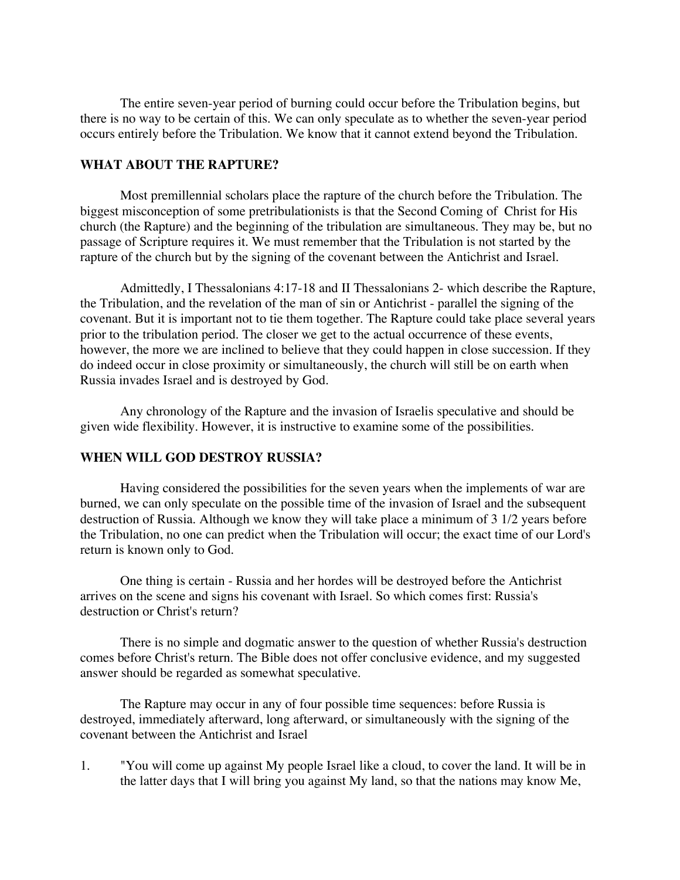The entire seven-year period of burning could occur before the Tribulation begins, but there is no way to be certain of this. We can only speculate as to whether the seven-year period occurs entirely before the Tribulation. We know that it cannot extend beyond the Tribulation.

## WHAT ABOUT THE RAPTURE?

Most premillennial scholars place the rapture of the church before the Tribulation. The biggest misconception of some pretribulationists is that the Second Coming of Christ for His church (the Rapture) and the beginning of the tribulation are simultaneous. They may be, but no passage of Scripture requires it. We must remember that the Tribulation is not started by the rapture of the church but by the signing of the covenant between the Antichrist and Israel.

Admittedly, I Thessalonians 4:17-18 and II Thessalonians 2- which describe the Rapture, the Tribulation, and the revelation of the man of sin or Antichrist - parallel the signing of the covenant. But it is important not to tie them together. The Rapture could take place several years prior to the tribulation period. The closer we get to the actual occurrence of these events, however, the more we are inclined to believe that they could happen in close succession. If they do indeed occur in close proximity or simultaneously, the church will still be on earth when Russia invades Israel and is destroyed by God.

Any chronology of the Rapture and the invasion of Israelis speculative and should be given wide flexibility. However, it is instructive to examine some of the possibilities.

## WHEN WILL GOD DESTROY RUSSIA?

Having considered the possibilities for the seven years when the implements of war are burned, we can only speculate on the possible time of the invasion of Israel and the subsequent destruction of Russia. Although we know they will take place a minimum of 3 1/2 years before the Tribulation, no one can predict when the Tribulation will occur; the exact time of our Lord's return is known only to God.

One thing is certain - Russia and her hordes will be destroyed before the Antichrist arrives on the scene and signs his covenant with Israel. So which comes first: Russia's destruction or Christ's return?

There is no simple and dogmatic answer to the question of whether Russia's destruction comes before Christ's return. The Bible does not offer conclusive evidence, and my suggested answer should be regarded as somewhat speculative.

The Rapture may occur in any of four possible time sequences: before Russia is destroyed, immediately afterward, long afterward, or simultaneously with the signing of the covenant between the Antichrist and Israel

1. "You will come up against My people Israel like a cloud, to cover the land. It will be in the latter days that I will bring you against My land, so that the nations may know Me,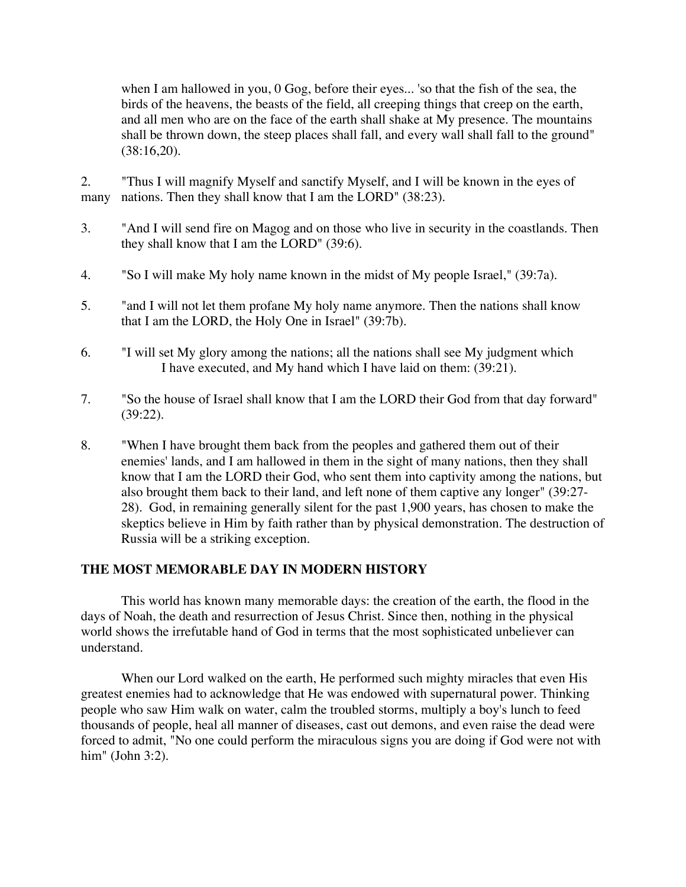when I am hallowed in you, 0 Gog, before their eyes... 'so that the fish of the sea, the birds of the heavens, the beasts of the field, all creeping things that creep on the earth, and all men who are on the face of the earth shall shake at My presence. The mountains shall be thrown down, the steep places shall fall, and every wall shall fall to the ground" (38:16,20).

2. "Thus I will magnify Myself and sanctify Myself, and I will be known in the eyes of many nations. Then they shall know that I am the LORD" (38:23).

3. "And I will send fire on Magog and on those who live in security in the coastlands. Then they shall know that I am the LORD" (39:6).

4. "So I will make My holy name known in the midst of My people Israel," (39:7a).

5. "and I will not let them profane My holy name anymore. Then the nations shall know that I am the LORD, the Holy One in Israel" (39:7b).

6. "I will set My glory among the nations; all the nations shall see My judgment which I have executed, and My hand which I have laid on them: (39:21).

7. "So the house of Israel shall know that I am the LORD their God from that day forward" (39:22).

8. "When I have brought them back from the peoples and gathered them out of their enemies' lands, and I am hallowed in them in the sight of many nations, then they shall know that I am the LORD their God, who sent them into captivity among the nations, but also brought them back to their land, and left none of them captive any longer" (39:27-28). God, in remaining generally silent for the past 1,900 years, has chosen to make the skeptics believe in Him by faith rather than by physical demonstration. The destruction of Russia will be a striking exception.

## THE MOST MEMORABLE DAY IN MODERN HISTORY

This world has known many memorable days: the creation of the earth, the flood in the days of Noah, the death and resurrection of Jesus Christ. Since then, nothing in the physical world shows the irrefutable hand of God in terms that the most sophisticated unbeliever can understand.

When our Lord walked on the earth, He performed such mighty miracles that even His greatest enemies had to acknowledge that He was endowed with supernatural power. Thinking people who saw Him walk on water, calm the troubled storms, multiply a boy's lunch to feed thousands of people, heal all manner of diseases, cast out demons, and even raise the dead were forced to admit, "No one could perform the miraculous signs you are doing if God were not with him" (John 3:2).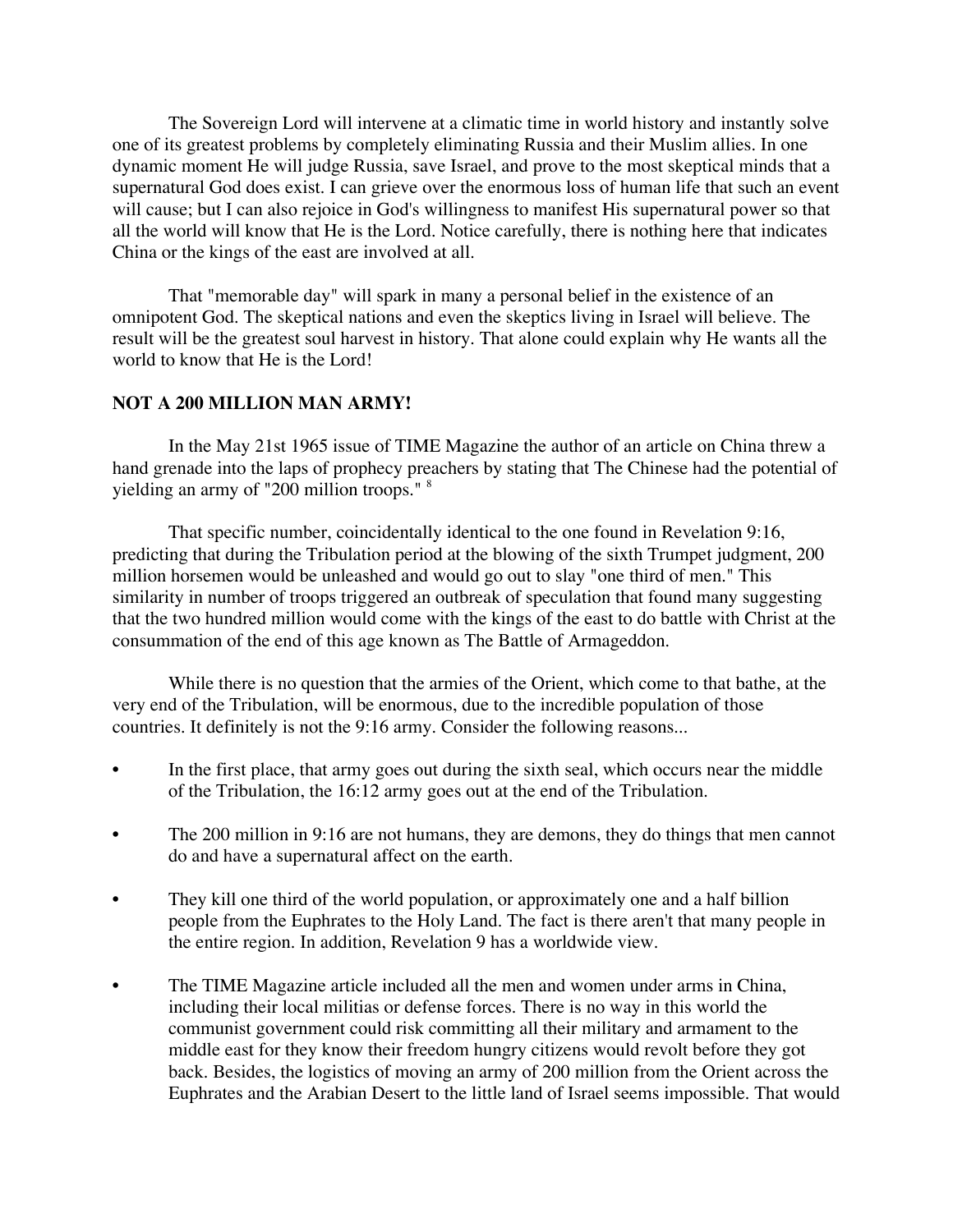The Sovereign Lord will intervene at a climatic time in world history and instantly solve one of its greatest problems by completely eliminating Russia and their Muslim allies. In one dynamic moment He will judge Russia, save Israel, and prove to the most skeptical minds that a supernatural God does exist. I can grieve over the enormous loss of human life that such an event will cause; but I can also rejoice in God's willingness to manifest His supernatural power so that all the world will know that He is the Lord. Notice carefully, there is nothing here that indicates China or the kings of the east are involved at all.

That "memorable day" will spark in many a personal belief in the existence of an omnipotent God. The skeptical nations and even the skeptics living in Israel will believe. The result will be the greatest soul harvest in history. That alone could explain why He wants all the world to know that He is the Lord!

**NOT A 200 MILLION MAN ARMY!**

In the May 21st 1965 issue of TIME Magazine the author of an article on China threw a hand grenade into the laps of prophecy preachers by stating that The Chinese had the potential of yielding an army of "200 million troops." [8]

That specific number, coincidentally identical to the one found in Revelation 9:16, predicting that during the Tribulation period at the blowing of the sixth Trumpet judgment, 200 million horsemen would be unleashed and would go out to slay "one third of men." This similarity in number of troops triggered an outbreak of speculation that found many suggesting that the two hundred million would come with the kings of the east to do battle with Christ at the consummation of the end of this age known as The Battle of Armageddon.

While there is no question that the armies of the Orient, which come to that bathe, at the very end of the Tribulation, will be enormous, due to the incredible population of those countries. It definitely is not the 9:16 army. Consider the following reasons...

- In the first place, that army goes out during the sixth seal, which occurs near the middle of the Tribulation, the 16:12 army goes out at the end of the Tribulation.
- The 200 million in 9:16 are not humans, they are demons, they do things that men cannot do and have a supernatural affect on the earth.
- They kill one third of the world population, or approximately one and a half billion people from the Euphrates to the Holy Land. The fact is there aren't that many people in the entire region. In addition, Revelation 9 has a worldwide view.
- The TIME Magazine article included all the men and women under arms in China, including their local militias or defense forces. There is no way in this world the communist government could risk committing all their military and armament to the middle east for they know their freedom hungry citizens would revolt before they got back. Besides, the logistics of moving an army of 200 million from the Orient across the Euphrates and the Arabian Desert to the little land of Israel seems impossible. That would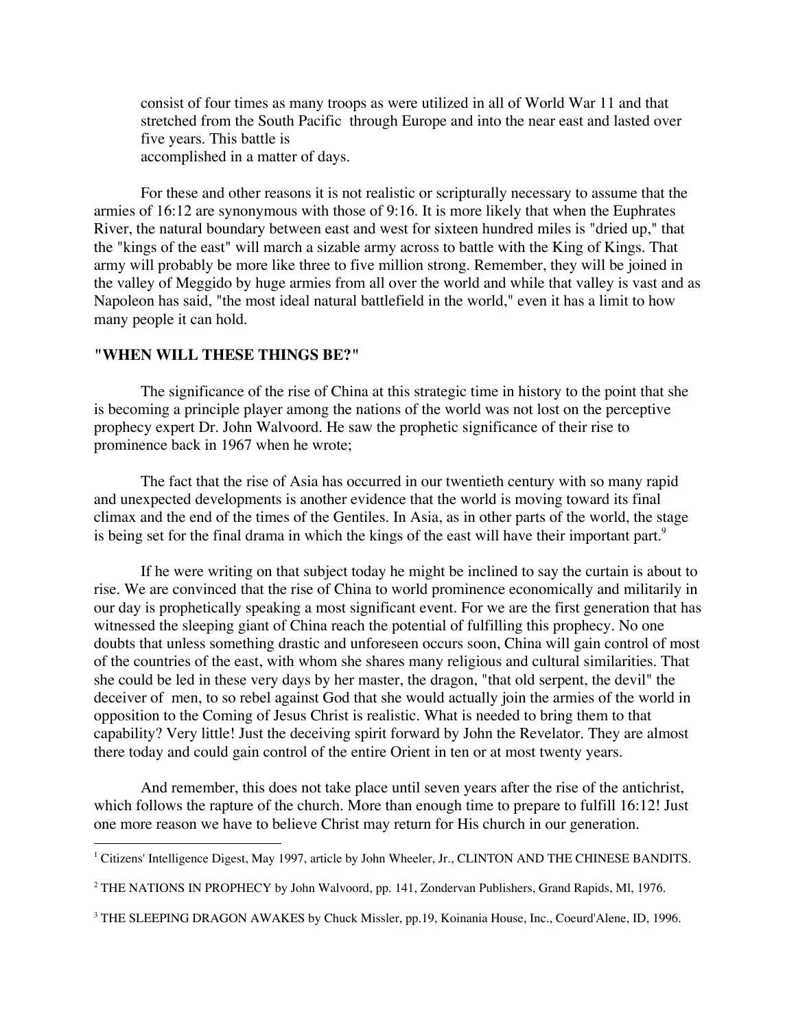consist of four times as many troops as were utilized in all of World War 11 and that stretched from the South Pacific through Europe and into the near east and lasted over five years. This battle is accomplished in a matter of days.

For these and other reasons it is not realistic or scripturally necessary to assume that the armies of 16:12 are synonymous with those of 9:16. It is more likely that when the Euphrates River, the natural boundary between east and west for sixteen hundred miles is "dried up," that the "kings of the east" will march a sizable army across to battle with the King of Kings. That army will probably be more like three to five million strong. Remember, they will be joined in the valley of Meggido by huge armies from all over the world and while that valley is vast and as Napoleon has said, "the most ideal natural battlefield in the world," even it has a limit to how many people it can hold.

**"WHEN WILL THESE THINGS BE?"**

The significance of the rise of China at this strategic time in history to the point that she is becoming a principle player among the nations of the world was not lost on the perceptive prophecy expert Dr. John Walvoord. He saw the prophetic significance of their rise to prominence back in 1967 when he wrote;

The fact that the rise of Asia has occurred in our twentieth century with so many rapid and unexpected developments is another evidence that the world is moving toward its final climax and the end of the times of the Gentiles. In Asia, as in other parts of the world, the stage is being set for the final drama in which the kings of the east will have their important part.[9]

If he were writing on that subject today he might be inclined to say the curtain is about to rise. We are convinced that the rise of China to world prominence economically and militarily in our day is prophetically speaking a most significant event. For we are the first generation that has witnessed the sleeping giant of China reach the potential of fulfilling this prophecy. No one doubts that unless something drastic and unforeseen occurs soon, China will gain control of most of the countries of the east, with whom she shares many religious and cultural similarities. That she could be led in these very days by her master, the dragon, "that old serpent, the devil" the deceiver of men, to so rebel against God that she would actually join the armies of the world in opposition to the Coming of Jesus Christ is realistic. What is needed to bring them to that capability? Very little! Just the deceiving spirit forward by John the Revelator. They are almost there today and could gain control of the entire Orient in ten or at most twenty years.

And remember, this does not take place until seven years after the rise of the antichrist, which follows the rapture of the church. More than enough time to prepare to fulfill 16:12! Just one more reason we have to believe Christ may return for His church in our generation.

---

[1] Citizens' Intelligence Digest, May 1997, article by John Wheeler, Jr., CLINTON AND THE CHINESE BANDITS.

[2] THE NATIONS IN PROPHECY by John Walvoord, pp. 141, Zondervan Publishers, Grand Rapids, Ml, 1976.

[3] THE SLEEPING DRAGON AWAKES by Chuck Missler, pp.19, Koinania House, Inc., Coeurd'Alene, ID, 1996.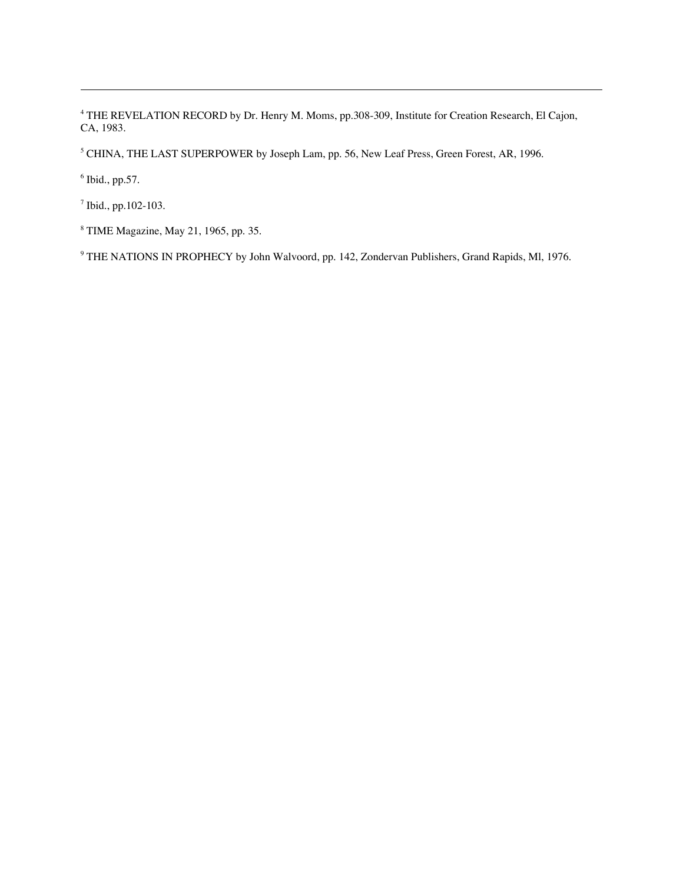---

[4] THE REVELATION RECORD by Dr. Henry M. Moms, pp.308-309, Institute for Creation Research, El Cajon, CA, 1983.

[5] CHINA, THE LAST SUPERPOWER by Joseph Lam, pp. 56, New Leaf Press, Green Forest, AR, 1996.

[6] Ibid., pp.57.

[7] Ibid., pp.102-103.

[8] TIME Magazine, May 21, 1965, pp. 35.

[9] THE NATIONS IN PROPHECY by John Walvoord, pp. 142, Zondervan Publishers, Grand Rapids, Ml, 1976.